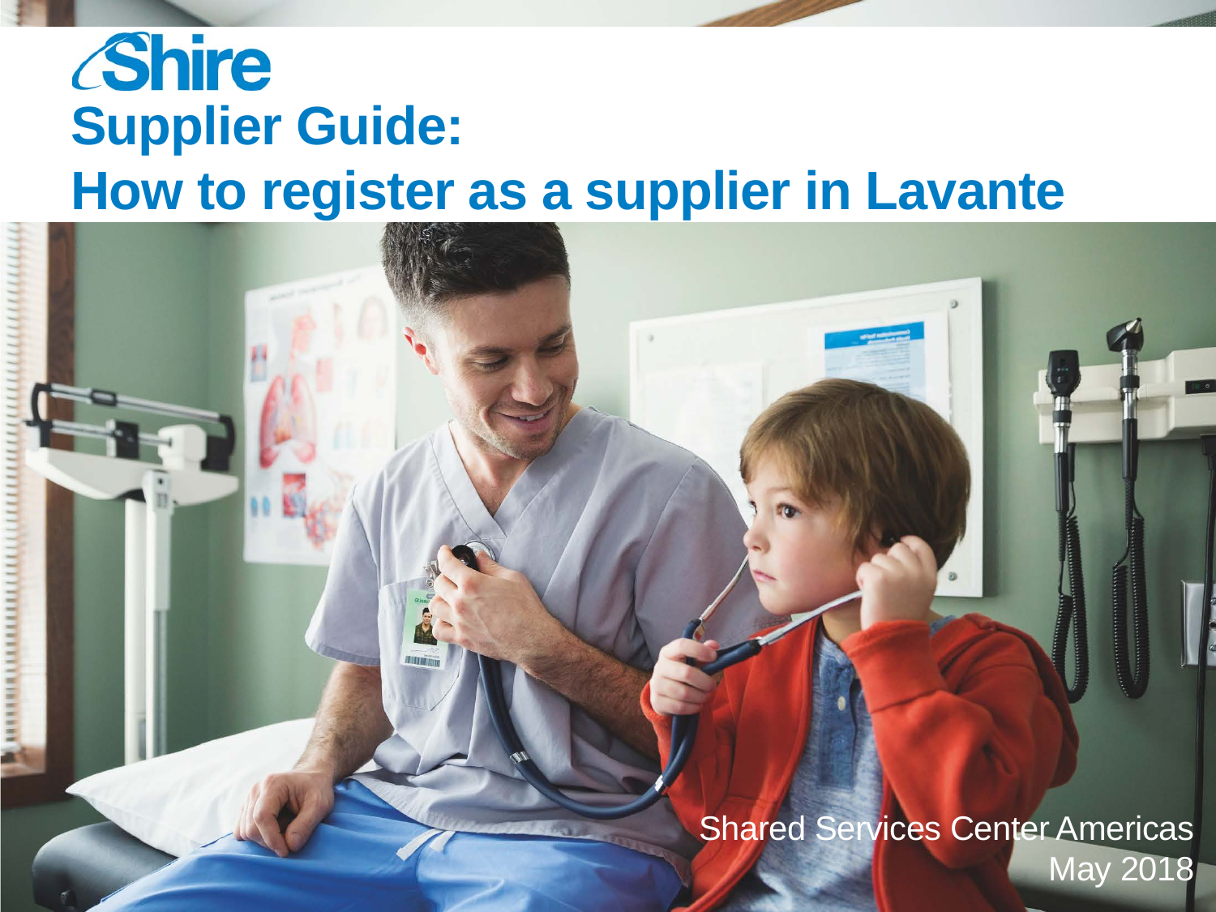Shire

# Supplier Guide:
# How to register as a supplier in Lavante

Shared Services Center Americas
May 2018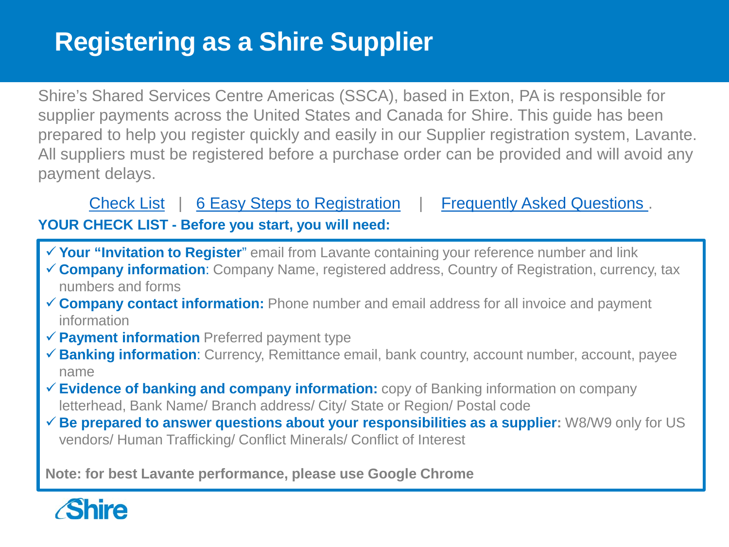# Registering as a Shire Supplier

Shire's Shared Services Centre Americas (SSCA), based in Exton, PA is responsible for supplier payments across the United States and Canada for Shire. This guide has been prepared to help you register quickly and easily in our Supplier registration system, Lavante. All suppliers must be registered before a purchase order can be provided and will avoid any payment delays.

Check List | 6 Easy Steps to Registration | Frequently Asked Questions .

**YOUR CHECK LIST - Before you start, you will need:**

- ✓ **Your "Invitation to Register**" email from Lavante containing your reference number and link
- ✓ **Company information**: Company Name, registered address, Country of Registration, currency, tax numbers and forms
- ✓ **Company contact information:** Phone number and email address for all invoice and payment information
- ✓ **Payment information** Preferred payment type
- ✓ **Banking information**: Currency, Remittance email, bank country, account number, account, payee name
- ✓ **Evidence of banking and company information:** copy of Banking information on company letterhead, Bank Name/ Branch address/ City/ State or Region/ Postal code
- ✓ **Be prepared to answer questions about your responsibilities as a supplier:** W8/W9 only for US vendors/ Human Trafficking/ Conflict Minerals/ Conflict of Interest

**Note: for best Lavante performance, please use Google Chrome**

Shire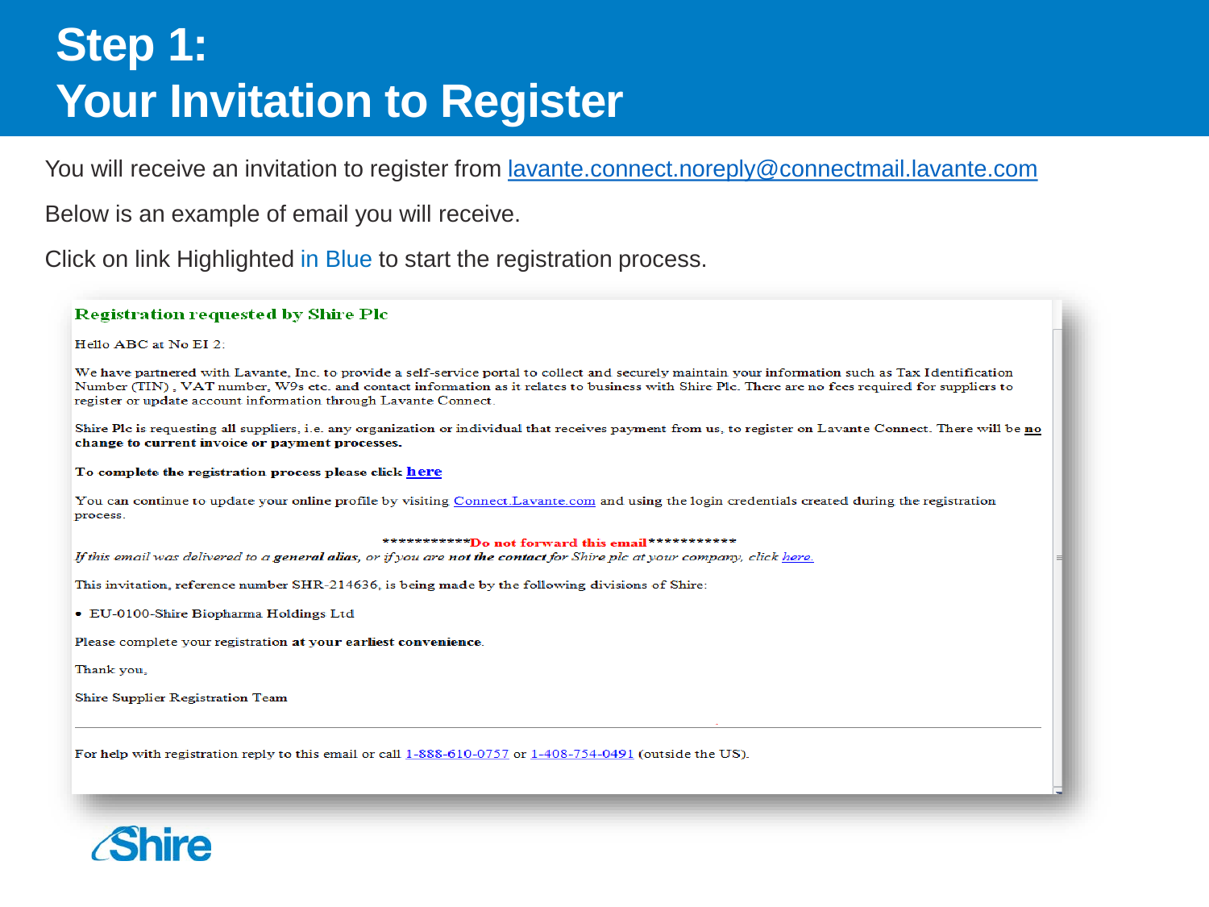# Step 1: Your Invitation to Register

You will receive an invitation to register from lavante.connect.noreply@connectmail.lavante.com

Below is an example of email you will receive.

Click on link Highlighted in Blue to start the registration process.

**Registration requested by Shire Plc**

Hello ABC at No EI 2:

We have partnered with Lavante, Inc. to provide a self-service portal to collect and securely maintain your information such as Tax Identification Number (TIN) , VAT number, W9s etc. and contact information as it relates to business with Shire Plc. There are no fees required for suppliers to register or update account information through Lavante Connect.

Shire Plc is requesting all suppliers, i.e. any organization or individual that receives payment from us, to register on Lavante Connect. There will be **no change to current invoice or payment processes.**

**To complete the registration process please click here**

You can continue to update your online profile by visiting Connect.Lavante.com and using the login credentials created during the registration process.

************Do not forward this email***********

*If this email was delivered to a **general alias**, or if you are **not the contact** for Shire plc at your company, click here.*

This invitation, reference number SHR-214636, is being made by the following divisions of Shire:

- EU-0100-Shire Biopharma Holdings Ltd

Please complete your registration **at your earliest convenience**.

Thank you,

Shire Supplier Registration Team

---

For help with registration reply to this email or call 1-888-610-0757 or 1-408-754-0491 (outside the US).

Shire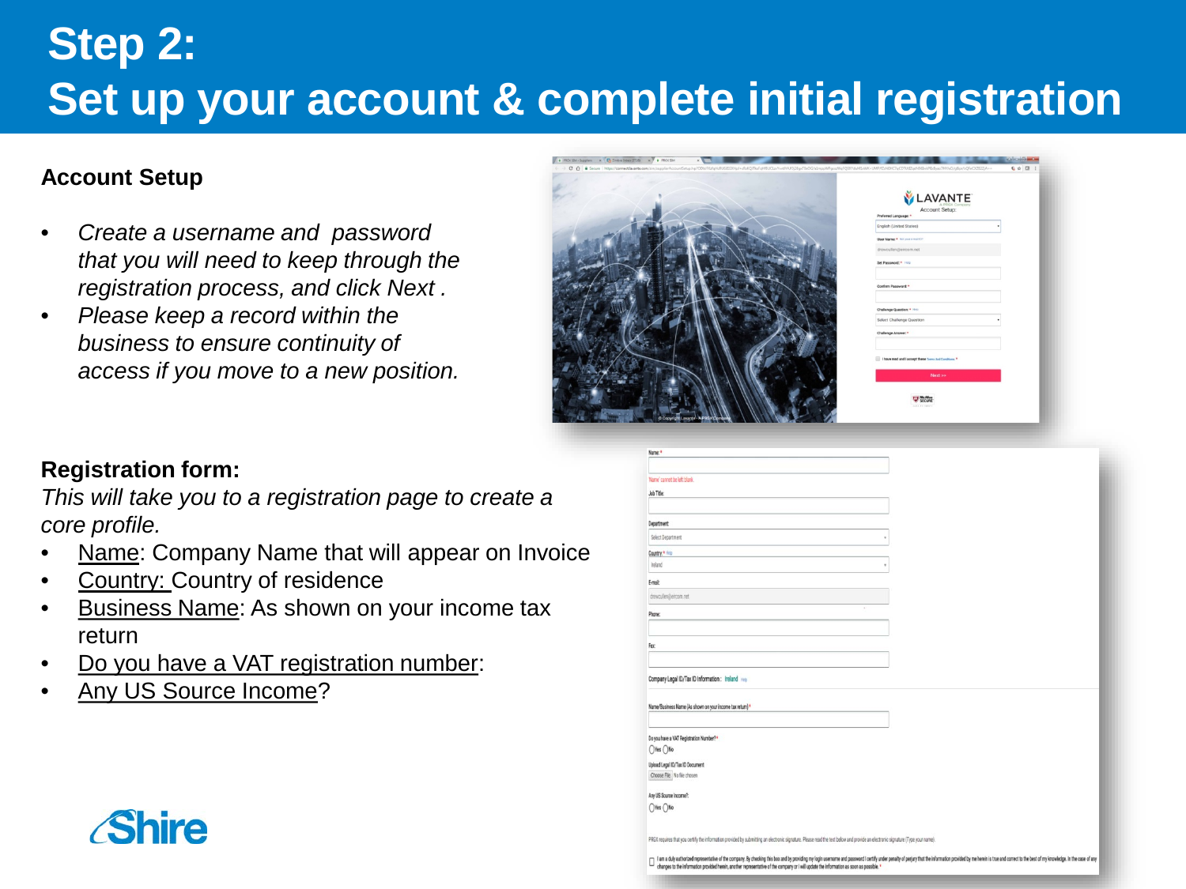# Step 2:
# Set up your account & complete initial registration

**Account Setup**

- *Create a username and password that you will need to keep through the registration process, and click Next .*
- *Please keep a record within the business to ensure continuity of access if you move to a new position.*

**Registration form:**

*This will take you to a registration page to create a core profile.*

- Name: Company Name that will appear on Invoice
- Country: Country of residence
- Business Name: As shown on your income tax return
- Do you have a VAT registration number:
- Any US Source Income?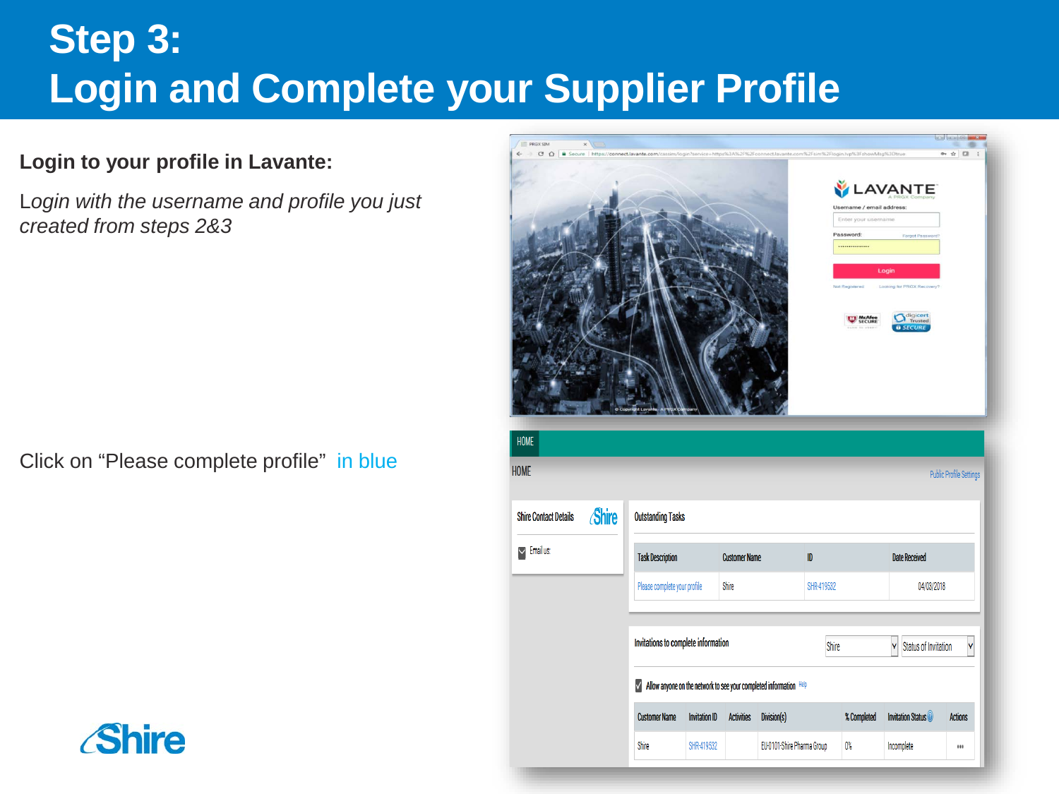# Step 3:
# Login and Complete your Supplier Profile

**Login to your profile in Lavante:**

*Login with the username and profile you just created from steps 2&3*

Click on "Please complete profile" in blue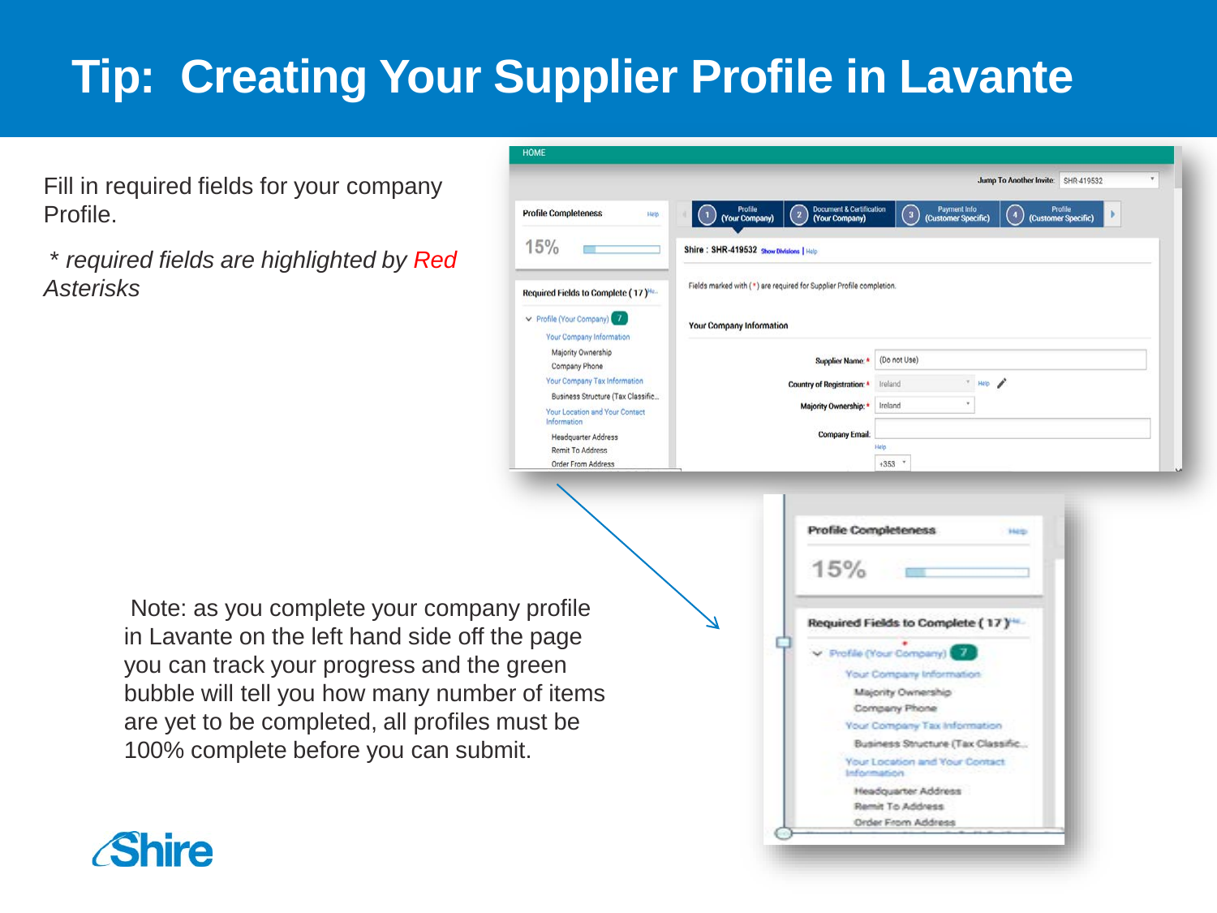# Tip: Creating Your Supplier Profile in Lavante

Fill in required fields for your company Profile.

*\* required fields are highlighted by Red Asterisks*

Note: as you complete your company profile in Lavante on the left hand side off the page you can track your progress and the green bubble will tell you how many number of items are yet to be completed, all profiles must be 100% complete before you can submit.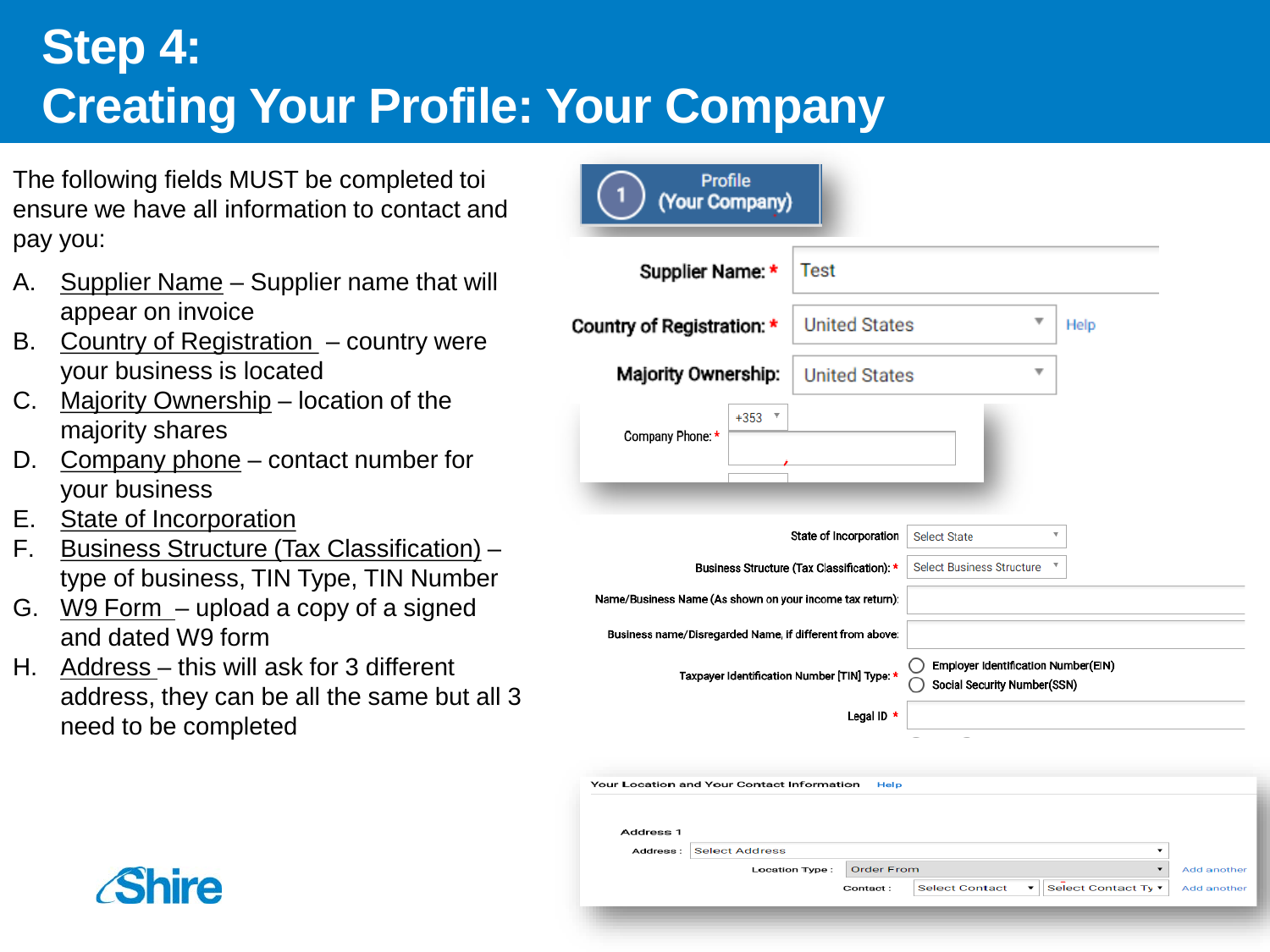# Step 4:
# Creating Your Profile: Your Company

The following fields MUST be completed toi ensure we have all information to contact and pay you:

A. Supplier Name – Supplier name that will appear on invoice
B. Country of Registration – country were your business is located
C. Majority Ownership – location of the majority shares
D. Company phone – contact number for your business
E. State of Incorporation
F. Business Structure (Tax Classification) – type of business, TIN Type, TIN Number
G. W9 Form – upload a copy of a signed and dated W9 form
H. Address – this will ask for 3 different address, they can be all the same but all 3 need to be completed

Profile (Your Company)

Supplier Name: * Test

Country of Registration: * United States Help

Majority Ownership: United States

Company Phone: * +353

State of Incorporation: Select State

Business Structure (Tax Classification): * Select Business Structure

Name/Business Name (As shown on your income tax return):

Business name/Disregarded Name, if different from above:

Taxpayer Identification Number [TIN] Type: * Employer Identification Number(EIN) / Social Security Number(SSN)

Legal ID *

Your Location and Your Contact Information Help

Address 1

Address : Select Address

Location Type : Order From — Add another

Contact : Select Contact — Select Contact Ty — Add another

Shire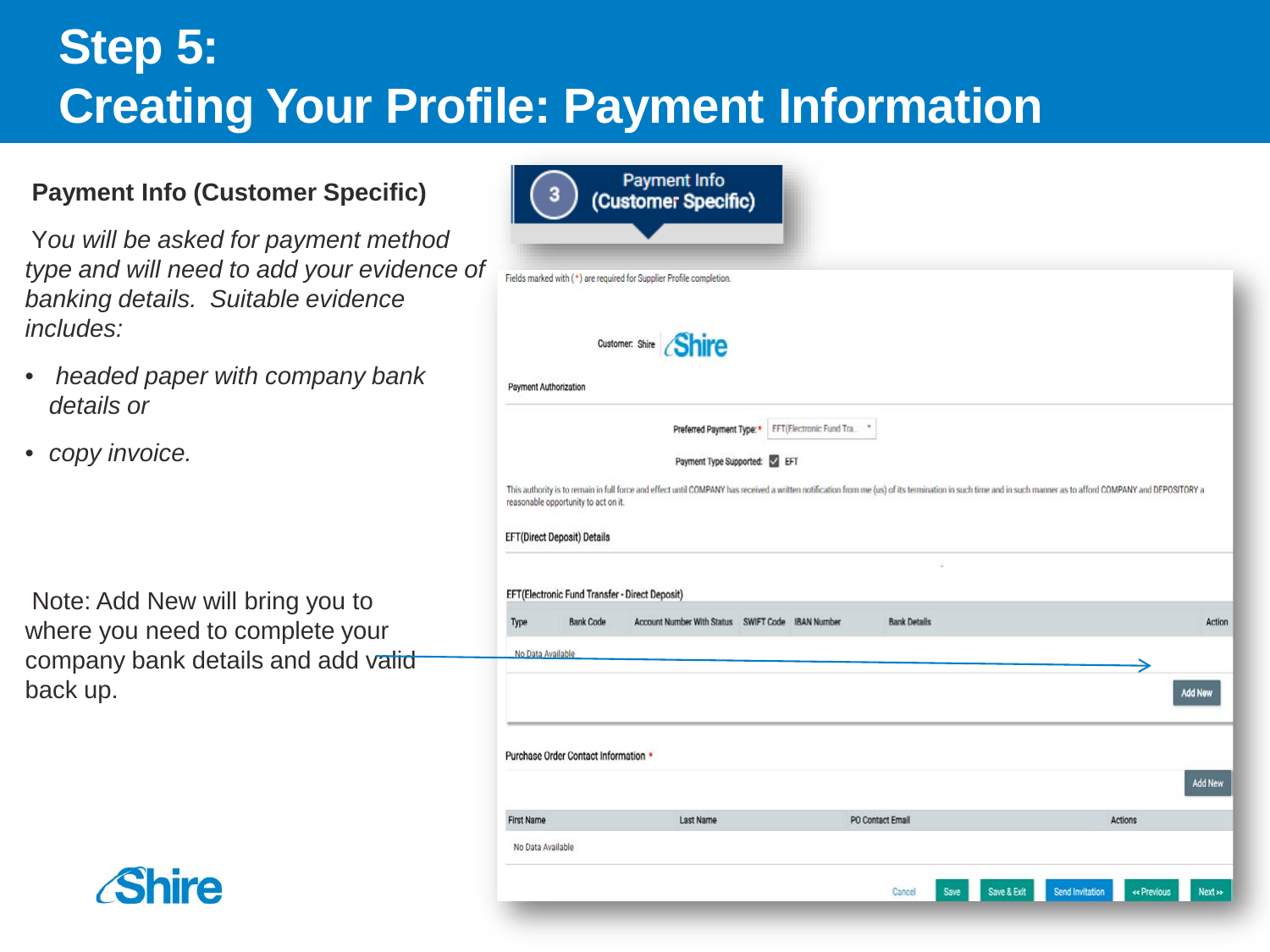# Step 5:
# Creating Your Profile: Payment Information

**Payment Info (Customer Specific)**

*You will be asked for payment method type and will need to add your evidence of banking details. Suitable evidence includes:*

- *headed paper with company bank details or*
- *copy invoice.*

Note: Add New will bring you to where you need to complete your company bank details and add valid back up.

3 Payment Info (Customer Specific)

Fields marked with ( * ) are required for Supplier Profile completion.

Customer: Shire

Payment Authorization

Preferred Payment Type: * EFT(Electronic Fund Tra...

Payment Type Supported: EFT

This authority is to remain in full force and effect until COMPANY has received a written notification from me (us) of its termination in such time and in such manner as to afford COMPANY and DEPOSITORY a reasonable opportunity to act on it.

EFT(Direct Deposit) Details

EFT(Electronic Fund Transfer - Direct Deposit)

| Type | Bank Code | Account Number With Status | SWIFT Code | IBAN Number | Bank Details | Action |
|---|---|---|---|---|---|---|
| No Data Available | | | | | | |

Add New

Purchase Order Contact Information *

Add New

| First Name | Last Name | PO Contact Email | Actions |
|---|---|---|---|
| No Data Available | | | |

Cancel | Save | Save & Exit | Send Invitation | « Previous | Next »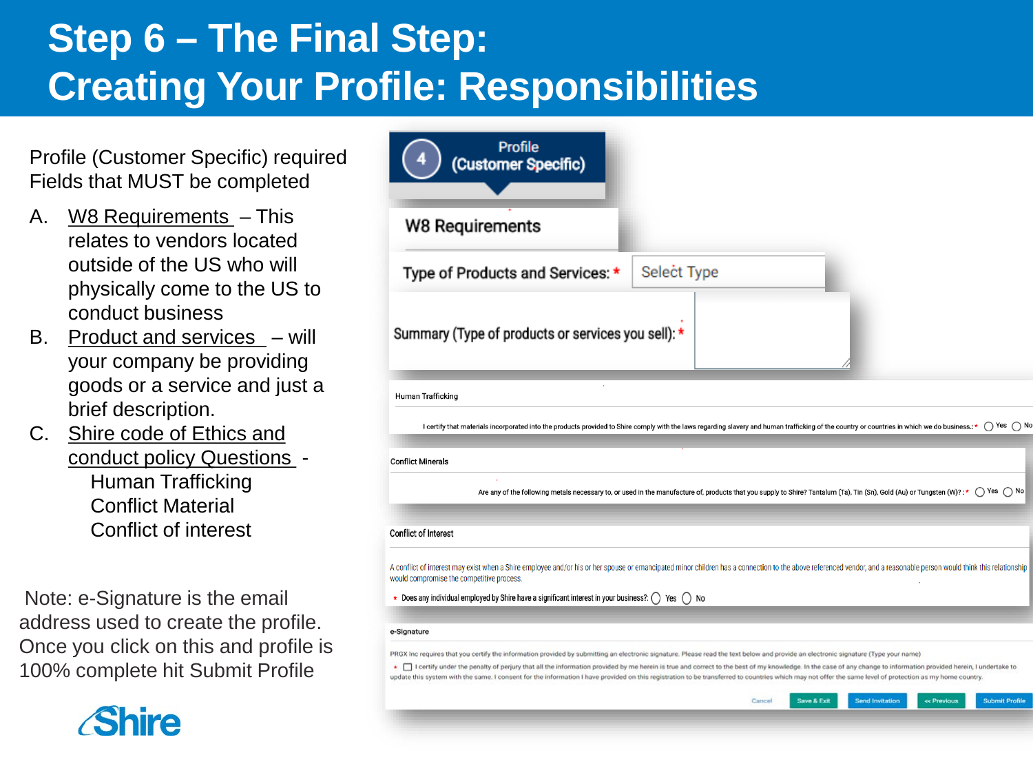# Step 6 – The Final Step: Creating Your Profile: Responsibilities

Profile (Customer Specific) required Fields that MUST be completed

A. W8 Requirements – This relates to vendors located outside of the US who will physically come to the US to conduct business
B. Product and services – will your company be providing goods or a service and just a brief description.
C. Shire code of Ethics and conduct policy Questions -
   Human Trafficking
   Conflict Material
   Conflict of interest

Note: e-Signature is the email address used to create the profile. Once you click on this and profile is 100% complete hit Submit Profile

4 Profile (Customer Specific)

**W8 Requirements**

Type of Products and Services: * Select Type

Summary (Type of products or services you sell): *

**Human Trafficking**

I certify that materials incorporated into the products provided to Shire comply with the laws regarding slavery and human trafficking of the country or countries in which we do business.: * ◯ Yes ◯ No

**Conflict Minerals**

Are any of the following metals necessary to, or used in the manufacture of, products that you supply to Shire? Tantalum (Ta), Tin (Sn), Gold (Au) or Tungsten (W)? : * ◯ Yes ◯ No

**Conflict of Interest**

A conflict of interest may exist when a Shire employee and/or his or her spouse or emancipated minor children has a connection to the above referenced vendor, and a reasonable person would think this relationship would compromise the competitive process.

\* Does any individual employed by Shire have a significant interest in your business?: ◯ Yes ◯ No

**e-Signature**

PRGX Inc requires that you certify the information provided by submitting an electronic signature. Please read the text below and provide an electronic signature (Type your name)

\* ☐ I certify under the penalty of perjury that all the information provided by me herein is true and correct to the best of my knowledge. In the case of any change to information provided herein, I undertake to update this system with the same. I consent for the information I have provided on this registration to be transferred to countries which may not offer the same level of protection as my home country.

Cancel | Save & Exit | Send Invitation | << Previous | Submit Profile

Shire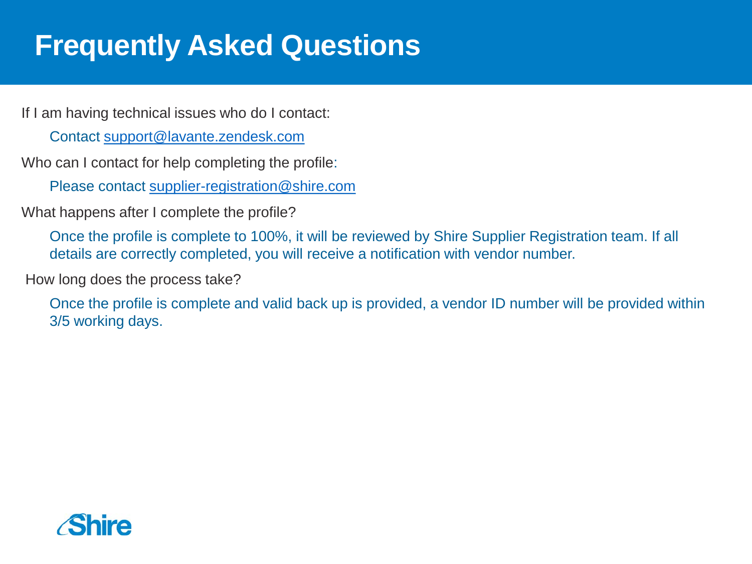# Frequently Asked Questions

If I am having technical issues who do I contact:

Contact support@lavante.zendesk.com

Who can I contact for help completing the profile:

Please contact supplier-registration@shire.com

What happens after I complete the profile?

Once the profile is complete to 100%, it will be reviewed by Shire Supplier Registration team. If all details are correctly completed, you will receive a notification with vendor number.

How long does the process take?

Once the profile is complete and valid back up is provided, a vendor ID number will be provided within 3/5 working days.

Shire